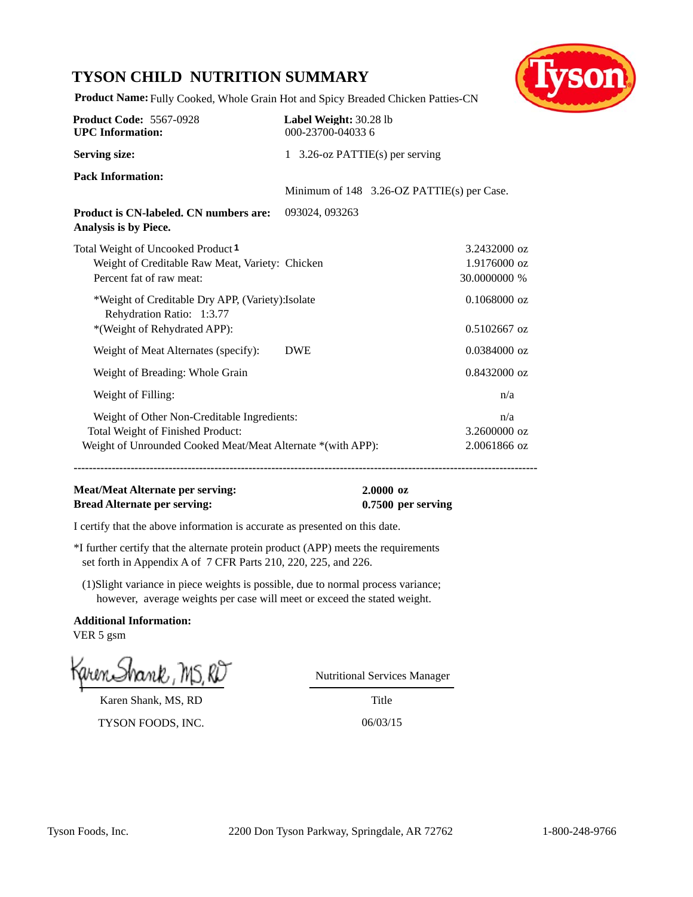# TYSON CHILD NUTRITION SUMMARY

**Product Name:** Fully Cooked, Whole Grain Hot and Spicy Breaded Chicken Patties-CN

**Product Code:** 5567-0928
**UPC Information:** 000-23700-04033 6

**Label Weight:** 30.28 lb

**Serving size:** 1 3.26-oz PATTIE(s) per serving

**Pack Information:** Minimum of 148 3.26-OZ PATTIE(s) per Case.

**Product is CN-labeled. CN numbers are:** 093024, 093263
**Analysis is by Piece.**

| | | |
|---|---|---|
| Total Weight of Uncooked Product[1] | | 3.2432000 oz |
| Weight of Creditable Raw Meat, Variety: Chicken | | 1.9176000 oz |
| Percent fat of raw meat: | | 30.0000000 % |
| *Weight of Creditable Dry APP, (Variety):Isolate<br>Rehydration Ratio: 1:3.77 | | 0.1068000 oz |
| *(Weight of Rehydrated APP): | | 0.5102667 oz |
| Weight of Meat Alternates (specify): | DWE | 0.0384000 oz |
| Weight of Breading: Whole Grain | | 0.8432000 oz |
| Weight of Filling: | | n/a |
| Weight of Other Non-Creditable Ingredients: | | n/a |
| Total Weight of Finished Product: | | 3.2600000 oz |
| Weight of Unrounded Cooked Meat/Meat Alternate *(with APP): | | 2.0061866 oz |

---

**Meat/Meat Alternate per serving:** **2.0000 oz**
**Bread Alternate per serving:** **0.7500 per serving**

I certify that the above information is accurate as presented on this date.

*I further certify that the alternate protein product (APP) meets the requirements set forth in Appendix A of 7 CFR Parts 210, 220, 225, and 226.

(1)Slight variance in piece weights is possible, due to normal process variance; however, average weights per case will meet or exceed the stated weight.

**Additional Information:**
VER 5 gsm

Karen Shank, MS, RD
TYSON FOODS, INC.

Nutritional Services Manager
Title
06/03/15

Tyson Foods, Inc. 2200 Don Tyson Parkway, Springdale, AR 72762 1-800-248-9766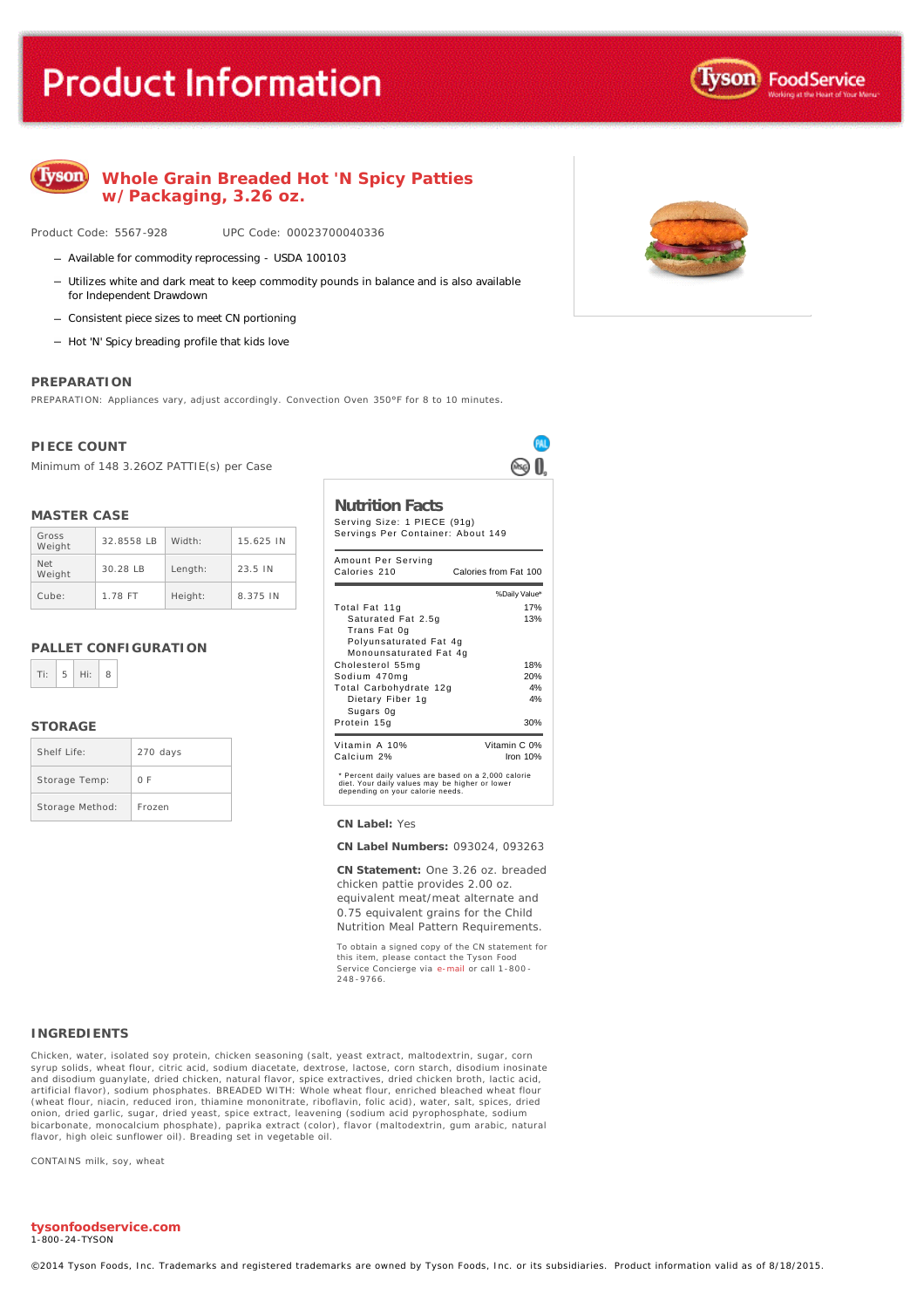# Product Information

## Whole Grain Breaded Hot 'N Spicy Patties w/ Packaging, 3.26 oz.

Product Code: 5567-928 UPC Code: 00023700040336

- Available for commodity reprocessing - USDA 100103
- Utilizes white and dark meat to keep commodity pounds in balance and is also available for Independent Drawdown
- Consistent piece sizes to meet CN portioning
- Hot 'N' Spicy breading profile that kids love

### PREPARATION

PREPARATION: Appliances vary, adjust accordingly. Convection Oven 350°F for 8 to 10 minutes.

### PIECE COUNT

Minimum of 148 3.26OZ PATTIE(s) per Case

### MASTER CASE

| | | | |
|---|---|---|---|
| Gross Weight | 32.8558 LB | Width: | 15.625 IN |
| Net Weight | 30.28 LB | Length: | 23.5 IN |
| Cube: | 1.78 FT | Height: | 8.375 IN |

### PALLET CONFIGURATION

| | | | |
|---|---|---|---|
| Ti: | 5 | Hi: | 8 |

### STORAGE

| | |
|---|---|
| Shelf Life: | 270 days |
| Storage Temp: | 0 F |
| Storage Method: | Frozen |

### Nutrition Facts

Serving Size: 1 PIECE (91g)
Servings Per Container: About 149

Amount Per Serving
Calories 210 — Calories from Fat 100

| | %Daily Value* |
|---|---|
| Total Fat 11g | 17% |
| Saturated Fat 2.5g | 13% |
| Trans Fat 0g | |
| Polyunsaturated Fat 4g | |
| Monounsaturated Fat 4g | |
| Cholesterol 55mg | 18% |
| Sodium 470mg | 20% |
| Total Carbohydrate 12g | 4% |
| Dietary Fiber 1g | 4% |
| Sugars 0g | |
| Protein 15g | 30% |

| | |
|---|---|
| Vitamin A 10% | Vitamin C 0% |
| Calcium 2% | Iron 10% |

* Percent daily values are based on a 2,000 calorie diet. Your daily values may be higher or lower depending on your calorie needs.

**CN Label:** Yes

**CN Label Numbers:** 093024, 093263

**CN Statement:** One 3.26 oz. breaded chicken pattie provides 2.00 oz. equivalent meat/meat alternate and 0.75 equivalent grains for the Child Nutrition Meal Pattern Requirements.

To obtain a signed copy of the CN statement for this item, please contact the Tyson Food Service Concierge via e-mail or call 1-800-248-9766.

### INGREDIENTS

Chicken, water, isolated soy protein, chicken seasoning (salt, yeast extract, maltodextrin, sugar, corn syrup solids, wheat flour, citric acid, sodium diacetate, dextrose, lactose, corn starch, disodium inosinate and disodium guanylate, dried chicken, natural flavor, spice extractives, dried chicken broth, lactic acid, artificial flavor), sodium phosphates. BREADED WITH: Whole wheat flour, enriched bleached wheat flour (wheat flour, niacin, reduced iron, thiamine mononitrate, riboflavin, folic acid), water, salt, spices, dried onion, dried garlic, sugar, dried yeast, spice extract, leavening (sodium acid pyrophosphate, sodium bicarbonate, monocalcium phosphate), paprika extract (color), flavor (maltodextrin, gum arabic, natural flavor, high oleic sunflower oil). Breading set in vegetable oil.

CONTAINS milk, soy, wheat

**tysonfoodservice.com**
1-800-24-TYSON

©2014 Tyson Foods, Inc. Trademarks and registered trademarks are owned by Tyson Foods, Inc. or its subsidiaries. Product information valid as of 8/18/2015.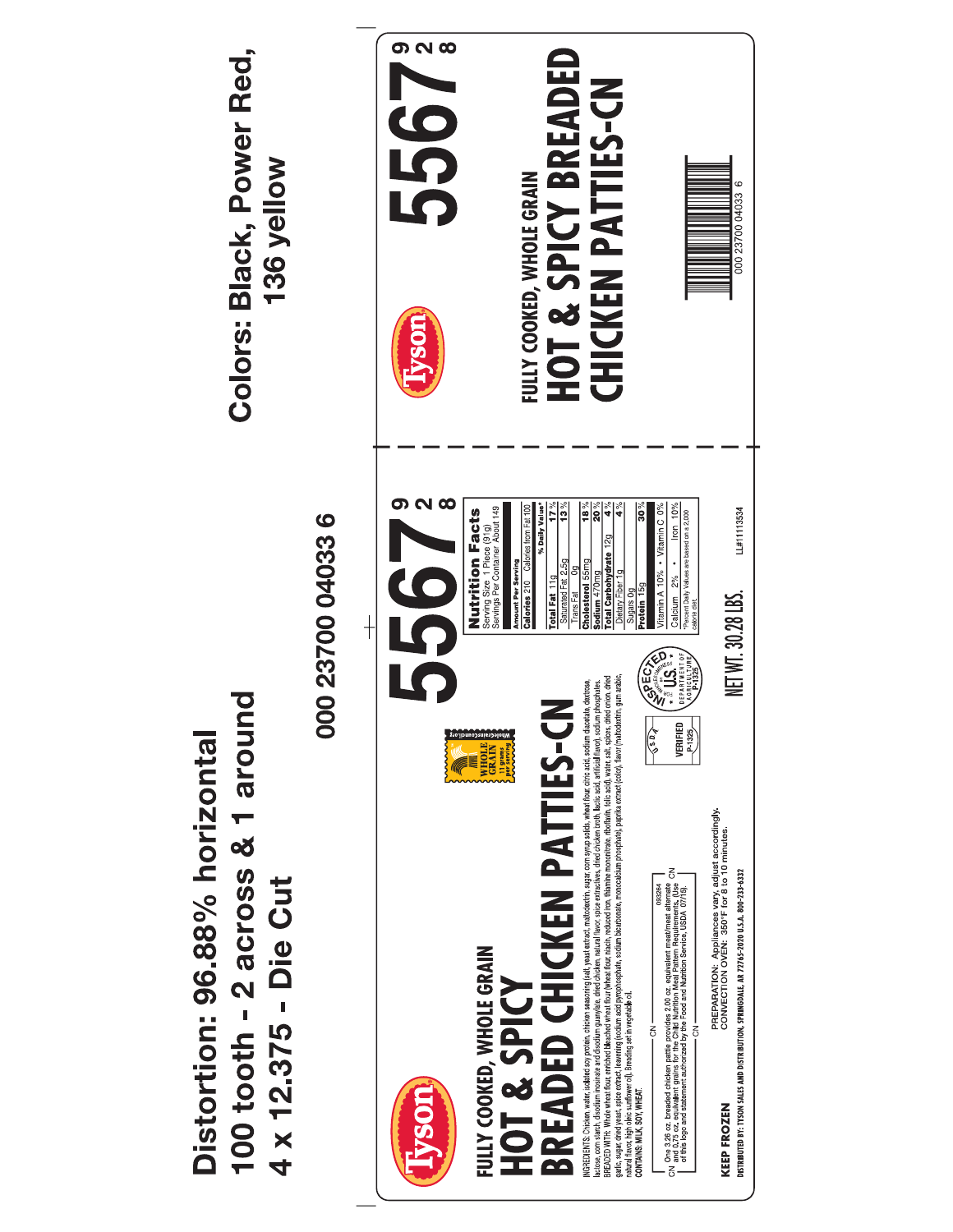Distortion: 96.88% horizontal

100 tooth - 2 across & 1 around

4 x 12.375 - Die Cut

Colors: Black, Power Red, 136 yellow

000 23700 04033 6

Tyson

FULLY COOKED, WHOLE GRAIN

# HOT & SPICY BREADED CHICKEN PATTIES-CN

# 5567 928

WHOLE GRAIN 11 grams per serving

INGREDIENTS: Chicken, water, isolated soy protein, chicken seasoning (salt, yeast extract, maltodextrin, sugar, corn syrup solids, wheat flour, citric acid, sodium diacetate, dextrose, lactose, corn starch, disodium inosinate and disodium guanylate, dried chicken, natural flavor, spice extractives, dried chicken broth, lactic acid, artificial flavor), sodium phosphates. BREADED WITH: Whole wheat flour, enriched bleached wheat flour (wheat flour, niacin, reduced iron, thiamine mononitrate, riboflavin, folic acid), water, salt, spices, dried onion, dried garlic, sugar, dried yeast, spice extract, leavening (sodium acid pyrophosphate, sodium bicarbonate, monocalcium phosphate), paprika extract (color), flavor (maltodextrin, gum arabic, natural flavor, high oleic sunflower oil). Breading set in vegetable oil.

CONTAINS: MILK, SOY, WHEAT.

**Nutrition Facts**
Serving Size 1 Piece (91g)
Servings Per Container About 149

| Amount Per Serving | |
|---|---|
| Calories 210 | Calories from Fat 100 |
| | % Daily Value* |
| Total Fat 11g | 17% |
| Saturated Fat 2.5g | 13% |
| Trans Fat 0g | |
| Cholesterol 55mg | 18% |
| Sodium 470mg | 20% |
| Total Carbohydrate 12g | 4% |
| Dietary Fiber 1g | 4% |
| Sugars 0g | |
| Protein 15g | 30% |
| Vitamin A 10% • Vitamin C 0% | |
| Calcium 2% • Iron 10% | |

*Percent Daily Values are based on a 2,000 calorie diet.

CN — 093264 — One 3.26 oz. breaded chicken pattie provides 2.00 oz. equivalent meat/meat alternate and 0.75 oz. equivalent grains for the Child Nutrition Meal Pattern Requirements. (Use of this logo and statement authorized by the Food and Nutrition Service, USDA 07/15). — CN

USDA VERIFIED P-1325

INSPECTED FOR WHOLESOMENESS BY U.S. DEPARTMENT OF AGRICULTURE P-1325

NET WT. 30.28 LBS.

LL#11113534

PREPARATION: Appliances vary, adjust accordingly.
CONVECTION OVEN: 350°F for 8 to 10 minutes.

KEEP FROZEN

DISTRIBUTED BY: TYSON SALES AND DISTRIBUTION, SPRINGDALE, AR 72765-2020 U.S.A. 800-233-6332

Tyson

FULLY COOKED, WHOLE GRAIN

# HOT & SPICY BREADED CHICKEN PATTIES-CN

# 5567 928

000 23700 04033 6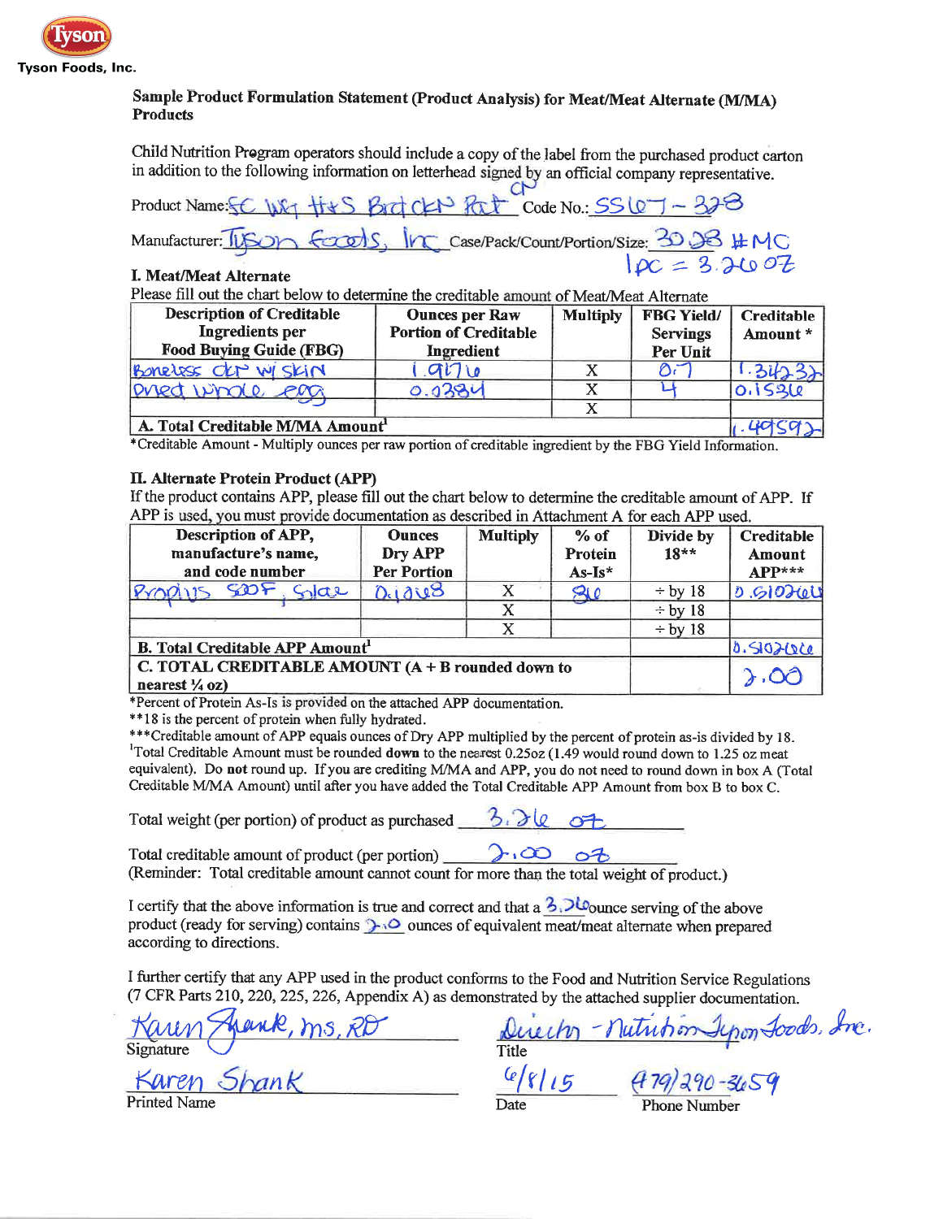Tyson

Tyson Foods, Inc.

## Sample Product Formulation Statement (Product Analysis) for Meat/Meat Alternate (M/MA) Products

Child Nutrition Program operators should include a copy of the label from the purchased product carton in addition to the following information on letterhead signed by an official company representative.

Product Name: FC WGT H&S Brd CKN Pat CN Code No.: SS67-328

Manufacturer: Tyson Foods, Inc Case/Pack/Count/Portion/Size: 30.38 # MC 1pc = 3.26 oz

### I. Meat/Meat Alternate

Please fill out the chart below to determine the creditable amount of Meat/Meat Alternate

| Description of Creditable Ingredients per Food Buying Guide (FBG) | Ounces per Raw Portion of Creditable Ingredient | Multiply | FBG Yield/ Servings Per Unit | Creditable Amount * |
|---|---|---|---|---|
| Boneless ckn w/ skin | 1.9176 | X | 0.7 | 1.34232 |
| Dried whole egg | 0.0384 | X | 4 | 0.1536 |
| | | X | | |
| **A. Total Creditable M/MA Amount**[1] | | | | 1.49592 |

*Creditable Amount - Multiply ounces per raw portion of creditable ingredient by the FBG Yield Information.

### II. Alternate Protein Product (APP)

If the product contains APP, please fill out the chart below to determine the creditable amount of APP. If APP is used, you must provide documentation as described in Attachment A for each APP used.

| Description of APP, manufacture's name, and code number | Ounces Dry APP Per Portion | Multiply | % of Protein As-Is* | Divide by 18** | Creditable Amount APP*** |
|---|---|---|---|---|---|
| Prolius 500F, Solae | 0.1068 | X | 86 | ÷ by 18 | 0.510266 |
| | | X | | ÷ by 18 | |
| | | X | | ÷ by 18 | |
| **B. Total Creditable APP Amount**[1] | | | | | 0.510266 |
| **C. TOTAL CREDITABLE AMOUNT (A + B rounded down to nearest ¼ oz)** | | | | | 2.00 |

*Percent of Protein As-Is is provided on the attached APP documentation.
**18 is the percent of protein when fully hydrated.
***Creditable amount of APP equals ounces of Dry APP multiplied by the percent of protein as-is divided by 18.
[1]Total Creditable Amount must be rounded **down** to the nearest 0.25oz (1.49 would round down to 1.25 oz meat equivalent). Do **not** round up. If you are crediting M/MA and APP, you do not need to round down in box A (Total Creditable M/MA Amount) until after you have added the Total Creditable APP Amount from box B to box C.

Total weight (per portion) of product as purchased 3.26 oz

Total creditable amount of product (per portion) 2.00 oz
(Reminder: Total creditable amount cannot count for more than the total weight of product.)

I certify that the above information is true and correct and that a 3.26 ounce serving of the above product (ready for serving) contains 2.0 ounces of equivalent meat/meat alternate when prepared according to directions.

I further certify that any APP used in the product conforms to the Food and Nutrition Service Regulations (7 CFR Parts 210, 220, 225, 226, Appendix A) as demonstrated by the attached supplier documentation.

Karen Shank, MS, RD
Signature

Director - Nutrition Tyson Foods, Inc.
Title

Karen Shank
Printed Name

6/8/15
Date

479/290-3659
Phone Number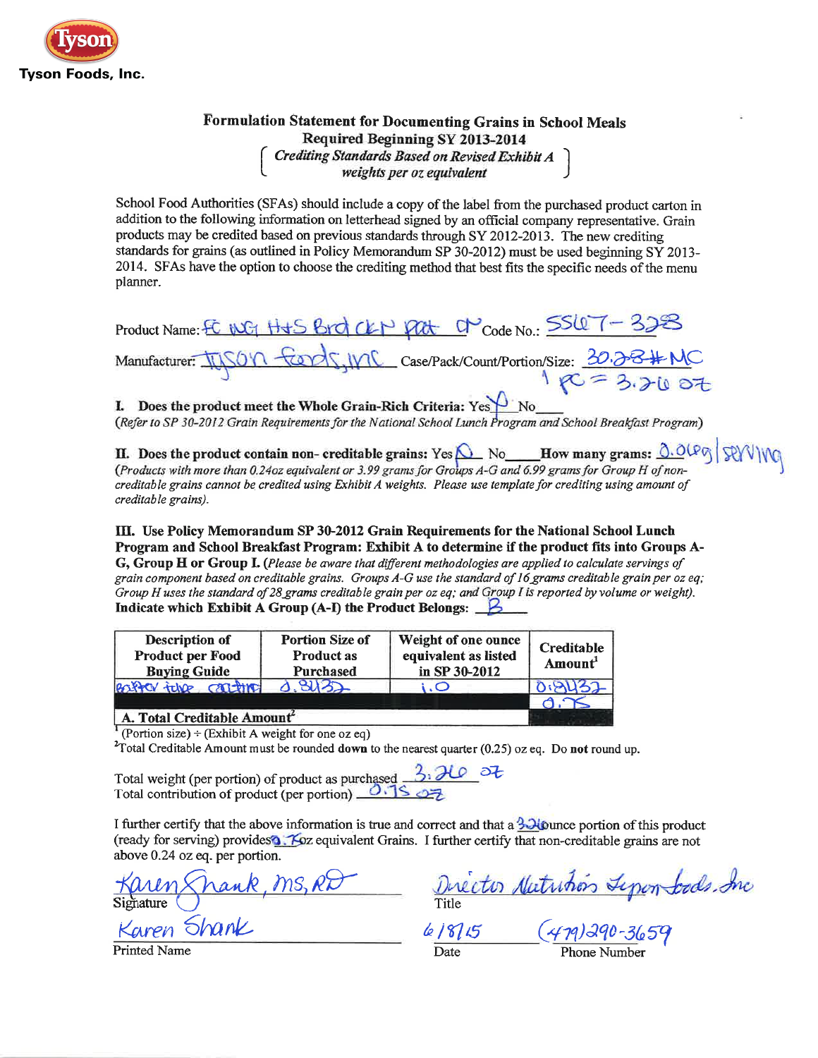**Tyson**

**Tyson Foods, Inc.**

## Formulation Statement for Documenting Grains in School Meals

**Required Beginning SY 2013-2014**

*( Crediting Standards Based on Revised Exhibit A weights per oz equivalent )*

School Food Authorities (SFAs) should include a copy of the label from the purchased product carton in addition to the following information on letterhead signed by an official company representative. Grain products may be credited based on previous standards through SY 2012-2013. The new crediting standards for grains (as outlined in Policy Memorandum SP 30-2012) must be used beginning SY 2013-2014. SFAs have the option to choose the crediting method that best fits the specific needs of the menu planner.

Product Name: FC WG HS Brd CKN Patt CN Code No.: 5567-328

Manufacturer: Tyson Foods, Inc Case/Pack/Count/Portion/Size: 30.28# MC
1 pc = 3.26 oz

**I. Does the product meet the Whole Grain-Rich Criteria:** Yes ✓ No____
*(Refer to SP 30-2012 Grain Requirements for the National School Lunch Program and School Breakfast Program)*

**II. Does the product contain non- creditable grains:** Yes ✓ No____ **How many grams:** 0.06g / serving
*(Products with more than 0.24oz equivalent or 3.99 grams for Groups A-G and 6.99 grams for Group H of non-creditable grains cannot be credited using Exhibit A weights. Please use template for crediting using amount of creditable grains).*

**III. Use Policy Memorandum SP 30-2012 Grain Requirements for the National School Lunch Program and School Breakfast Program: Exhibit A to determine if the product fits into Groups A-G, Group H or Group I.** *(Please be aware that different methodologies are applied to calculate servings of grain component based on creditable grains. Groups A-G use the standard of 16 grams creditable grain per oz eq; Group H uses the standard of 28 grams creditable grain per oz eq; and Group I is reported by volume or weight).*
**Indicate which Exhibit A Group (A-I) the Product Belongs:** B

| Description of Product per Food Buying Guide | Portion Size of Product as Purchased | Weight of one ounce equivalent as listed in SP 30-2012 | Creditable Amount[1] |
|---|---|---|---|
| Batter type coating | 0.8432 | 1.0 | 0.8432 |
| | | | 0.75 |
| **A. Total Creditable Amount**[2] | | | |

[1] (Portion size) ÷ (Exhibit A weight for one oz eq)
[2] Total Creditable Amount must be rounded **down** to the nearest quarter (0.25) oz eq. Do **not** round up.

Total weight (per portion) of product as purchased 3.26 oz
Total contribution of product (per portion) 0.75 oz

I further certify that the above information is true and correct and that a 3.26 ounce portion of this product (ready for serving) provides 0.75 oz equivalent Grains. I further certify that non-creditable grains are not above 0.24 oz eq. per portion.

Karen Shank, MS, RD
Signature

Director Nutrition Tyson Foods, Inc
Title

Karen Shank
Printed Name

6/18/15
Date

(479)290-3659
Phone Number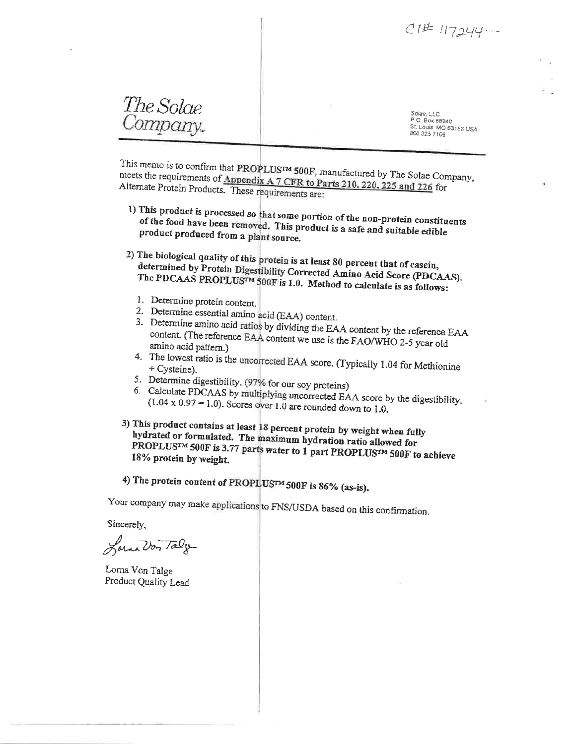CI# 117244

*The Solae Company.*

Solae, LLC
P O Box 88940
St. Louis MO 63188 USA
800 325 7108

This memo is to confirm that **PROPLUS™ 500F**, manufactured by The Solae Company, meets the requirements of Appendix A 7 CFR to Parts 210, 220, 225 and 226 for Alternate Protein Products. These requirements are:

1) **This product is processed so that some portion of the non-protein constituents of the food have been removed. This product is a safe and suitable edible product produced from a plant source.**

2) **The biological quality of this protein is at least 80 percent that of casein, determined by Protein Digestibility Corrected Amino Acid Score (PDCAAS). The PDCAAS PROPLUS™ 500F is 1.0. Method to calculate is as follows:**

   1. Determine protein content.
   2. Determine essential amino acid (EAA) content.
   3. Determine amino acid ratios by dividing the EAA content by the reference EAA content. (The reference EAA content we use is the FAO/WHO 2-5 year old amino acid pattern.)
   4. The lowest ratio is the uncorrected EAA score. (Typically 1.04 for Methionine + Cysteine).
   5. Determine digestibility. (97% for our soy proteins)
   6. Calculate PDCAAS by multiplying uncorrected EAA score by the digestibility. (1.04 x 0.97 = 1.0). Scores over 1.0 are rounded down to 1.0.

3) **This product contains at least 18 percent protein by weight when fully hydrated or formulated. The maximum hydration ratio allowed for PROPLUS™ 500F is 3.77 parts water to 1 part PROPLUS™ 500F to achieve 18% protein by weight.**

4) **The protein content of PROPLUS™ 500F is 86% (as-is).**

Your company may make applications to FNS/USDA based on this confirmation.

Sincerely,

*Lorna Von Talge*

Lorna Von Talge
Product Quality Lead